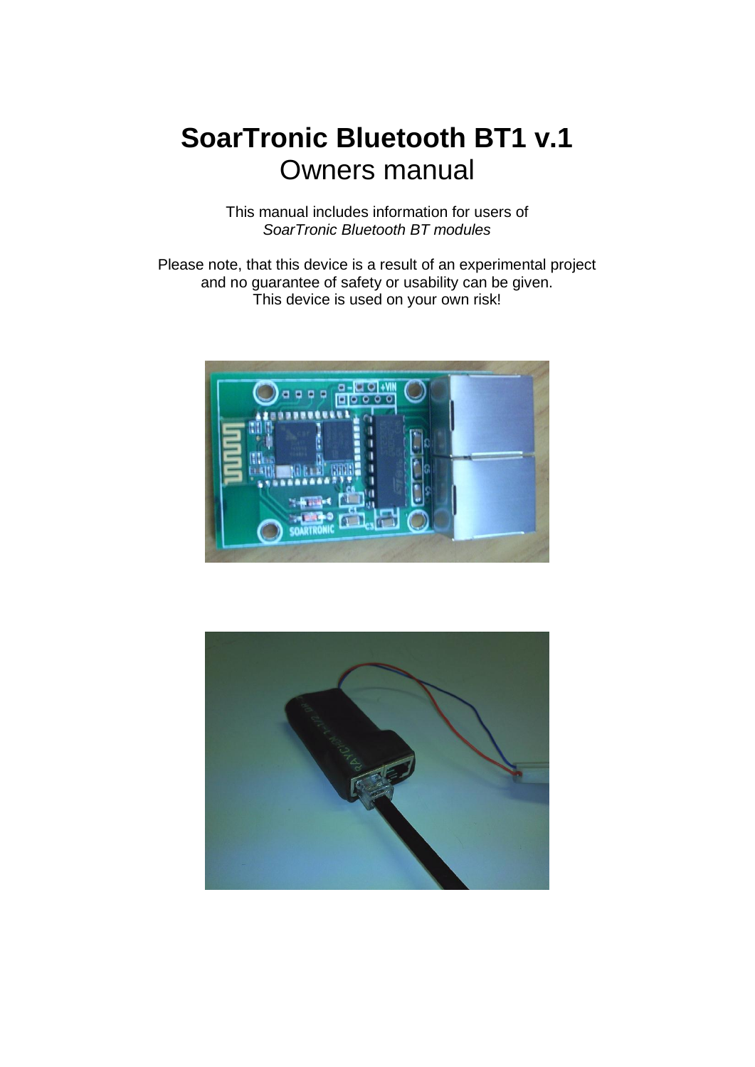# SoarTronic Bluetooth BT1 v.1

## Owners manual

This manual includes information for users of
*SoarTronic Bluetooth BT modules*

Please note, that this device is a result of an experimental project
and no guarantee of safety or usability can be given.
This device is used on your own risk!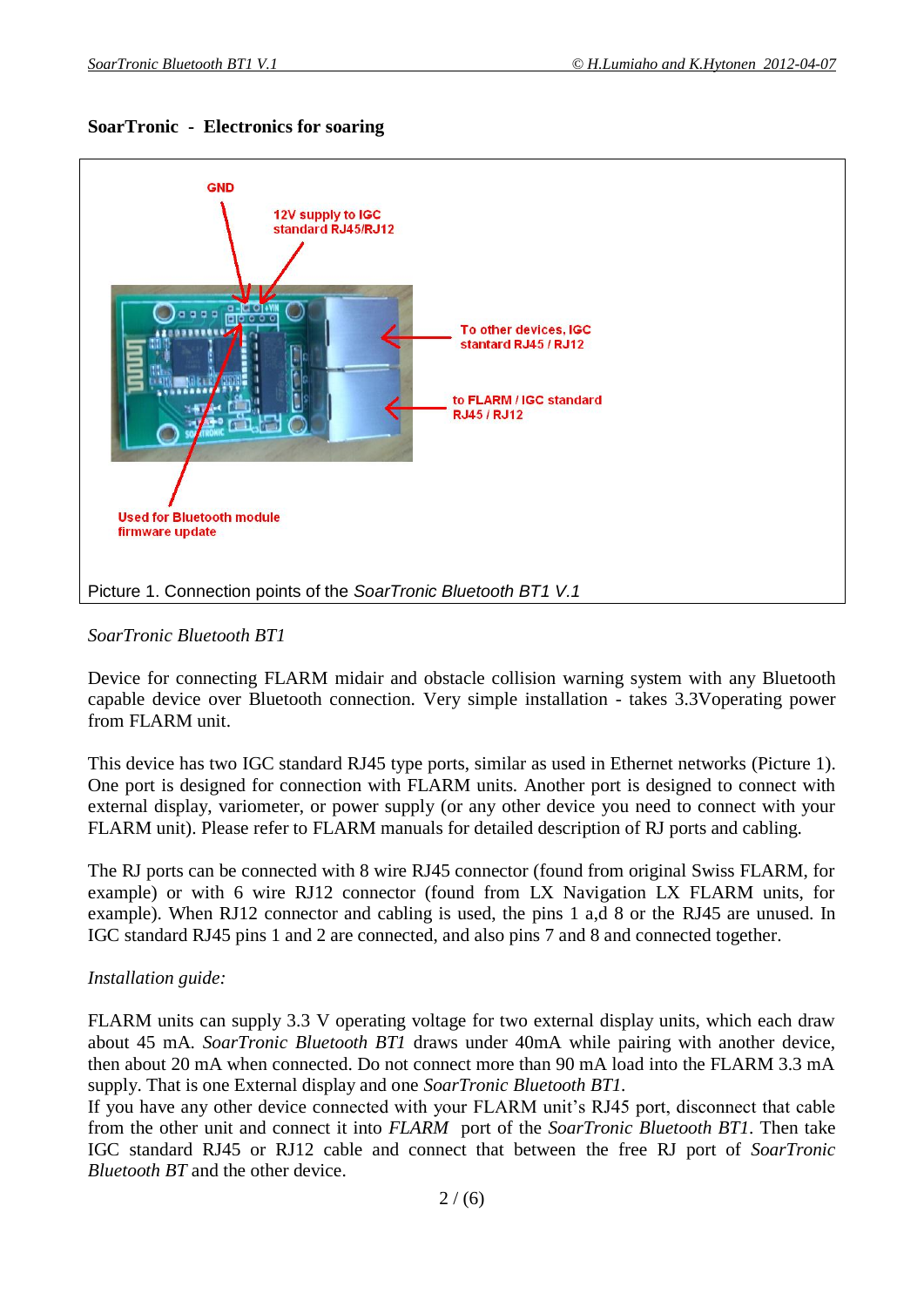**SoarTronic - Electronics for soaring**

GND

12V supply to IGC standard RJ45/RJ12

To other devices, IGC stantard RJ45 / RJ12

to FLARM / IGC standard RJ45 / RJ12

Used for Bluetooth module firmware update

Picture 1. Connection points of the *SoarTronic Bluetooth BT1 V.1*

*SoarTronic Bluetooth BT1*

Device for connecting FLARM midair and obstacle collision warning system with any Bluetooth capable device over Bluetooth connection. Very simple installation - takes 3.3Voperating power from FLARM unit.

This device has two IGC standard RJ45 type ports, similar as used in Ethernet networks (Picture 1). One port is designed for connection with FLARM units. Another port is designed to connect with external display, variometer, or power supply (or any other device you need to connect with your FLARM unit). Please refer to FLARM manuals for detailed description of RJ ports and cabling.

The RJ ports can be connected with 8 wire RJ45 connector (found from original Swiss FLARM, for example) or with 6 wire RJ12 connector (found from LX Navigation LX FLARM units, for example). When RJ12 connector and cabling is used, the pins 1 a,d 8 or the RJ45 are unused. In IGC standard RJ45 pins 1 and 2 are connected, and also pins 7 and 8 and connected together.

*Installation guide:*

FLARM units can supply 3.3 V operating voltage for two external display units, which each draw about 45 mA. *SoarTronic Bluetooth BT1* draws under 40mA while pairing with another device, then about 20 mA when connected. Do not connect more than 90 mA load into the FLARM 3.3 mA supply. That is one External display and one *SoarTronic Bluetooth BT1*.
If you have any other device connected with your FLARM unit's RJ45 port, disconnect that cable from the other unit and connect it into *FLARM* port of the *SoarTronic Bluetooth BT1*. Then take IGC standard RJ45 or RJ12 cable and connect that between the free RJ port of *SoarTronic Bluetooth BT* and the other device.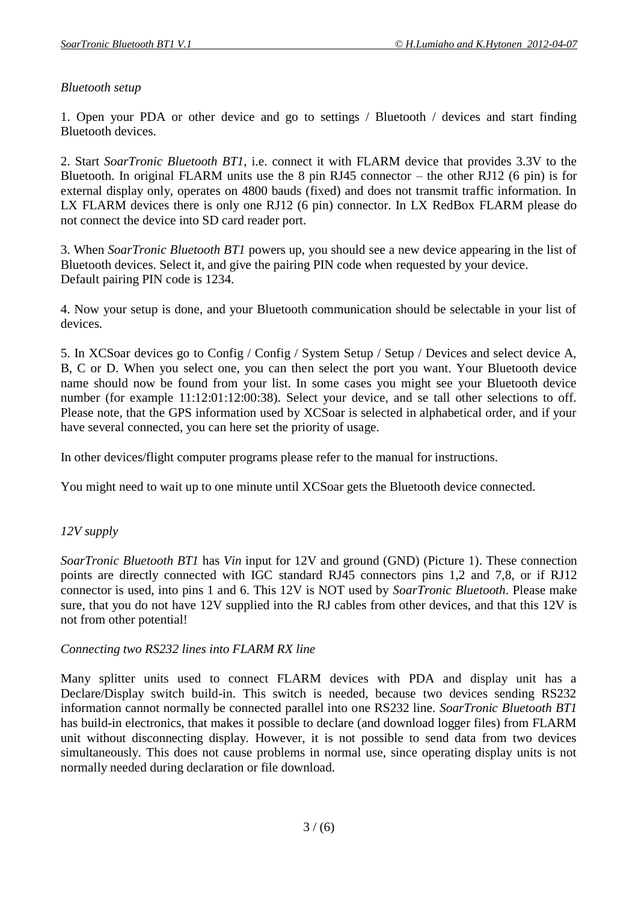*Bluetooth setup*

1. Open your PDA or other device and go to settings / Bluetooth / devices and start finding Bluetooth devices.

2. Start *SoarTronic Bluetooth BT1*, i.e. connect it with FLARM device that provides 3.3V to the Bluetooth. In original FLARM units use the 8 pin RJ45 connector – the other RJ12 (6 pin) is for external display only, operates on 4800 bauds (fixed) and does not transmit traffic information. In LX FLARM devices there is only one RJ12 (6 pin) connector. In LX RedBox FLARM please do not connect the device into SD card reader port.

3. When *SoarTronic Bluetooth BT1* powers up, you should see a new device appearing in the list of Bluetooth devices. Select it, and give the pairing PIN code when requested by your device.
Default pairing PIN code is 1234.

4. Now your setup is done, and your Bluetooth communication should be selectable in your list of devices.

5. In XCSoar devices go to Config / Config / System Setup / Setup / Devices and select device A, B, C or D. When you select one, you can then select the port you want. Your Bluetooth device name should now be found from your list. In some cases you might see your Bluetooth device number (for example 11:12:01:12:00:38). Select your device, and se tall other selections to off. Please note, that the GPS information used by XCSoar is selected in alphabetical order, and if your have several connected, you can here set the priority of usage.

In other devices/flight computer programs please refer to the manual for instructions.

You might need to wait up to one minute until XCSoar gets the Bluetooth device connected.

*12V supply*

*SoarTronic Bluetooth BT1* has *Vin* input for 12V and ground (GND) (Picture 1). These connection points are directly connected with IGC standard RJ45 connectors pins 1,2 and 7,8, or if RJ12 connector is used, into pins 1 and 6. This 12V is NOT used by *SoarTronic Bluetooth*. Please make sure, that you do not have 12V supplied into the RJ cables from other devices, and that this 12V is not from other potential!

*Connecting two RS232 lines into FLARM RX line*

Many splitter units used to connect FLARM devices with PDA and display unit has a Declare/Display switch build-in. This switch is needed, because two devices sending RS232 information cannot normally be connected parallel into one RS232 line. *SoarTronic Bluetooth BT1* has build-in electronics, that makes it possible to declare (and download logger files) from FLARM unit without disconnecting display. However, it is not possible to send data from two devices simultaneously. This does not cause problems in normal use, since operating display units is not normally needed during declaration or file download.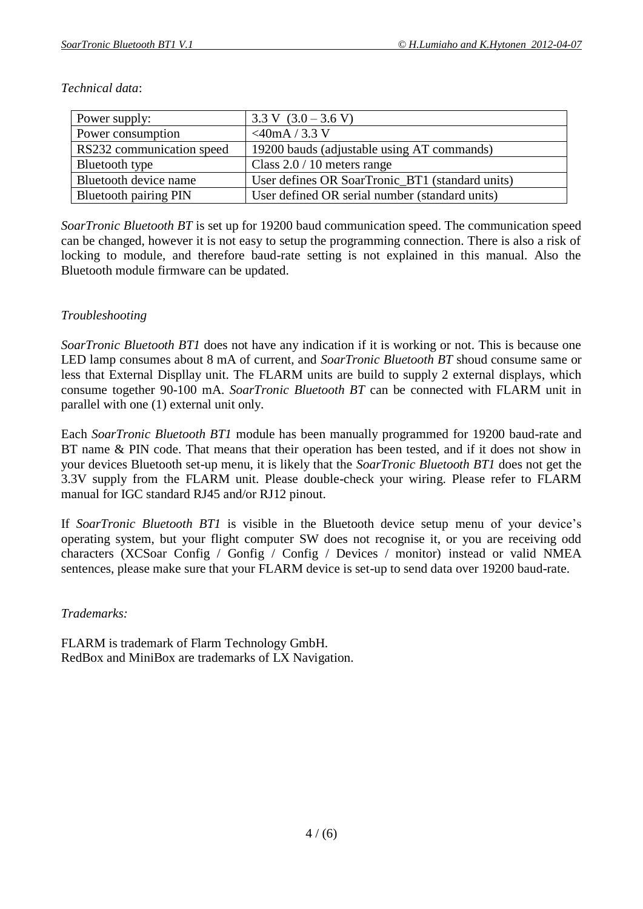*Technical data*:

| | |
|---|---|
| Power supply: | 3.3 V (3.0 – 3.6 V) |
| Power consumption | <40mA / 3.3 V |
| RS232 communication speed | 19200 bauds (adjustable using AT commands) |
| Bluetooth type | Class 2.0 / 10 meters range |
| Bluetooth device name | User defines OR SoarTronic_BT1 (standard units) |
| Bluetooth pairing PIN | User defined OR serial number (standard units) |

*SoarTronic Bluetooth BT* is set up for 19200 baud communication speed. The communication speed can be changed, however it is not easy to setup the programming connection. There is also a risk of locking to module, and therefore baud-rate setting is not explained in this manual. Also the Bluetooth module firmware can be updated.

*Troubleshooting*

*SoarTronic Bluetooth BT1* does not have any indication if it is working or not. This is because one LED lamp consumes about 8 mA of current, and *SoarTronic Bluetooth BT* shoud consume same or less that External Displlay unit. The FLARM units are build to supply 2 external displays, which consume together 90-100 mA. *SoarTronic Bluetooth BT* can be connected with FLARM unit in parallel with one (1) external unit only.

Each *SoarTronic Bluetooth BT1* module has been manually programmed for 19200 baud-rate and BT name & PIN code. That means that their operation has been tested, and if it does not show in your devices Bluetooth set-up menu, it is likely that the *SoarTronic Bluetooth BT1* does not get the 3.3V supply from the FLARM unit. Please double-check your wiring. Please refer to FLARM manual for IGC standard RJ45 and/or RJ12 pinout.

If *SoarTronic Bluetooth BT1* is visible in the Bluetooth device setup menu of your device's operating system, but your flight computer SW does not recognise it, or you are receiving odd characters (XCSoar Config / Gonfig / Config / Devices / monitor) instead or valid NMEA sentences, please make sure that your FLARM device is set-up to send data over 19200 baud-rate.

*Trademarks:*

FLARM is trademark of Flarm Technology GmbH.
RedBox and MiniBox are trademarks of LX Navigation.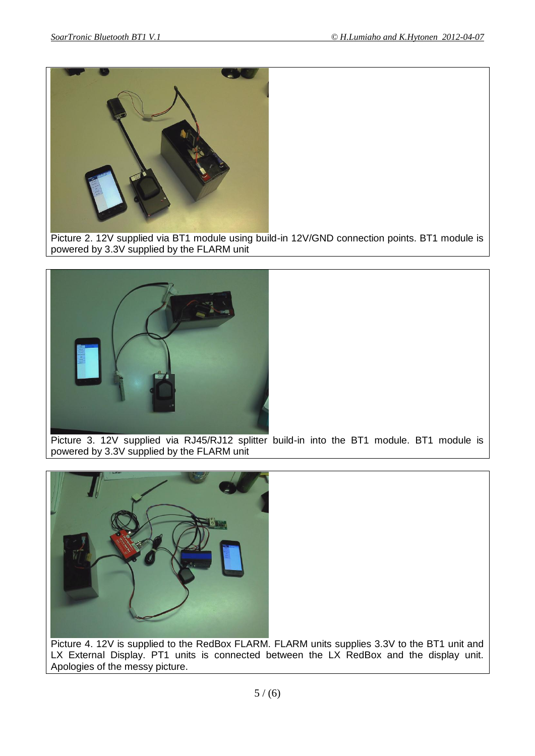Picture 2. 12V supplied via BT1 module using build-in 12V/GND connection points. BT1 module is powered by 3.3V supplied by the FLARM unit

Picture 3. 12V supplied via RJ45/RJ12 splitter build-in into the BT1 module. BT1 module is powered by 3.3V supplied by the FLARM unit

Picture 4. 12V is supplied to the RedBox FLARM. FLARM units supplies 3.3V to the BT1 unit and LX External Display. PT1 units is connected between the LX RedBox and the display unit. Apologies of the messy picture.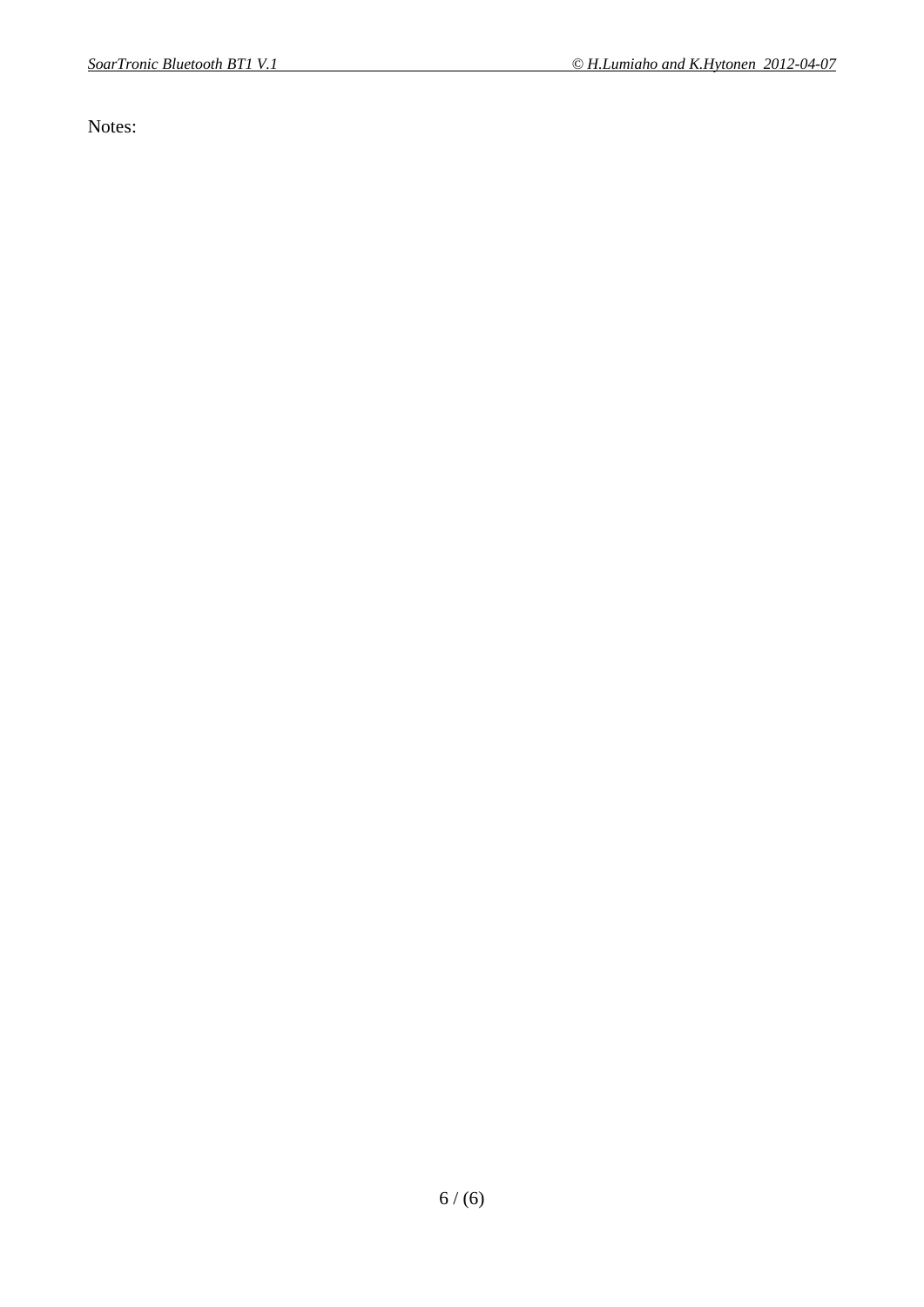Notes: